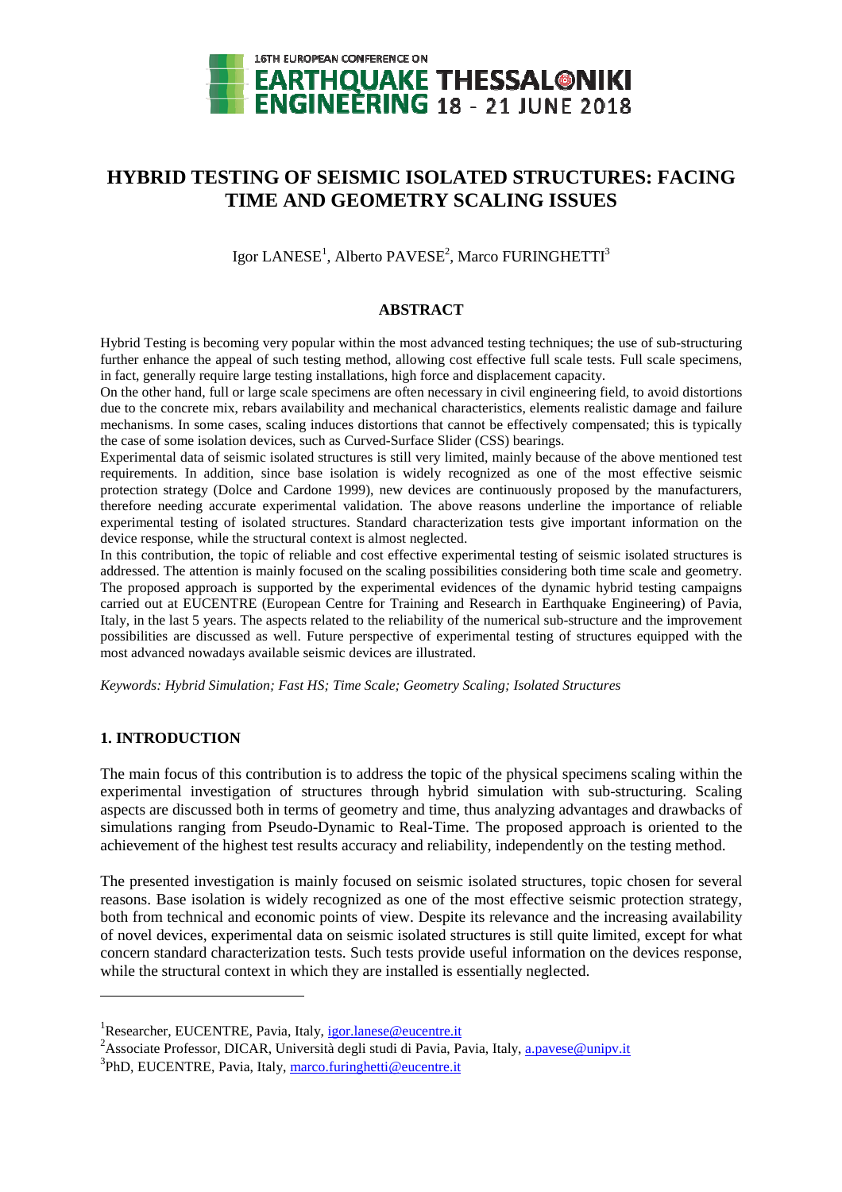# HYBRID TESTING OF SEISMIC ISOLATED STRUCTURES: FACING TIME AND GEOMETRY SCALING ISSUES

Igor LANESE[1], Alberto PAVESE[2], Marco FURINGHETTI[3]

## ABSTRACT

Hybrid Testing is becoming very popular within the most advanced testing techniques; the use of sub-structuring further enhance the appeal of such testing method, allowing cost effective full scale tests. Full scale specimens, in fact, generally require large testing installations, high force and displacement capacity.

On the other hand, full or large scale specimens are often necessary in civil engineering field, to avoid distortions due to the concrete mix, rebars availability and mechanical characteristics, elements realistic damage and failure mechanisms. In some cases, scaling induces distortions that cannot be effectively compensated; this is typically the case of some isolation devices, such as Curved-Surface Slider (CSS) bearings.

Experimental data of seismic isolated structures is still very limited, mainly because of the above mentioned test requirements. In addition, since base isolation is widely recognized as one of the most effective seismic protection strategy (Dolce and Cardone 1999), new devices are continuously proposed by the manufacturers, therefore needing accurate experimental validation. The above reasons underline the importance of reliable experimental testing of isolated structures. Standard characterization tests give important information on the device response, while the structural context is almost neglected.

In this contribution, the topic of reliable and cost effective experimental testing of seismic isolated structures is addressed. The attention is mainly focused on the scaling possibilities considering both time scale and geometry. The proposed approach is supported by the experimental evidences of the dynamic hybrid testing campaigns carried out at EUCENTRE (European Centre for Training and Research in Earthquake Engineering) of Pavia, Italy, in the last 5 years. The aspects related to the reliability of the numerical sub-structure and the improvement possibilities are discussed as well. Future perspective of experimental testing of structures equipped with the most advanced nowadays available seismic devices are illustrated.

*Keywords: Hybrid Simulation; Fast HS; Time Scale; Geometry Scaling; Isolated Structures*

## 1. INTRODUCTION

The main focus of this contribution is to address the topic of the physical specimens scaling within the experimental investigation of structures through hybrid simulation with sub-structuring. Scaling aspects are discussed both in terms of geometry and time, thus analyzing advantages and drawbacks of simulations ranging from Pseudo-Dynamic to Real-Time. The proposed approach is oriented to the achievement of the highest test results accuracy and reliability, independently on the testing method.

The presented investigation is mainly focused on seismic isolated structures, topic chosen for several reasons. Base isolation is widely recognized as one of the most effective seismic protection strategy, both from technical and economic points of view. Despite its relevance and the increasing availability of novel devices, experimental data on seismic isolated structures is still quite limited, except for what concern standard characterization tests. Such tests provide useful information on the devices response, while the structural context in which they are installed is essentially neglected.

---

[1]Researcher, EUCENTRE, Pavia, Italy, igor.lanese@eucentre.it

[2]Associate Professor, DICAR, Università degli studi di Pavia, Pavia, Italy, a.pavese@unipv.it

[3]PhD, EUCENTRE, Pavia, Italy, marco.furinghetti@eucentre.it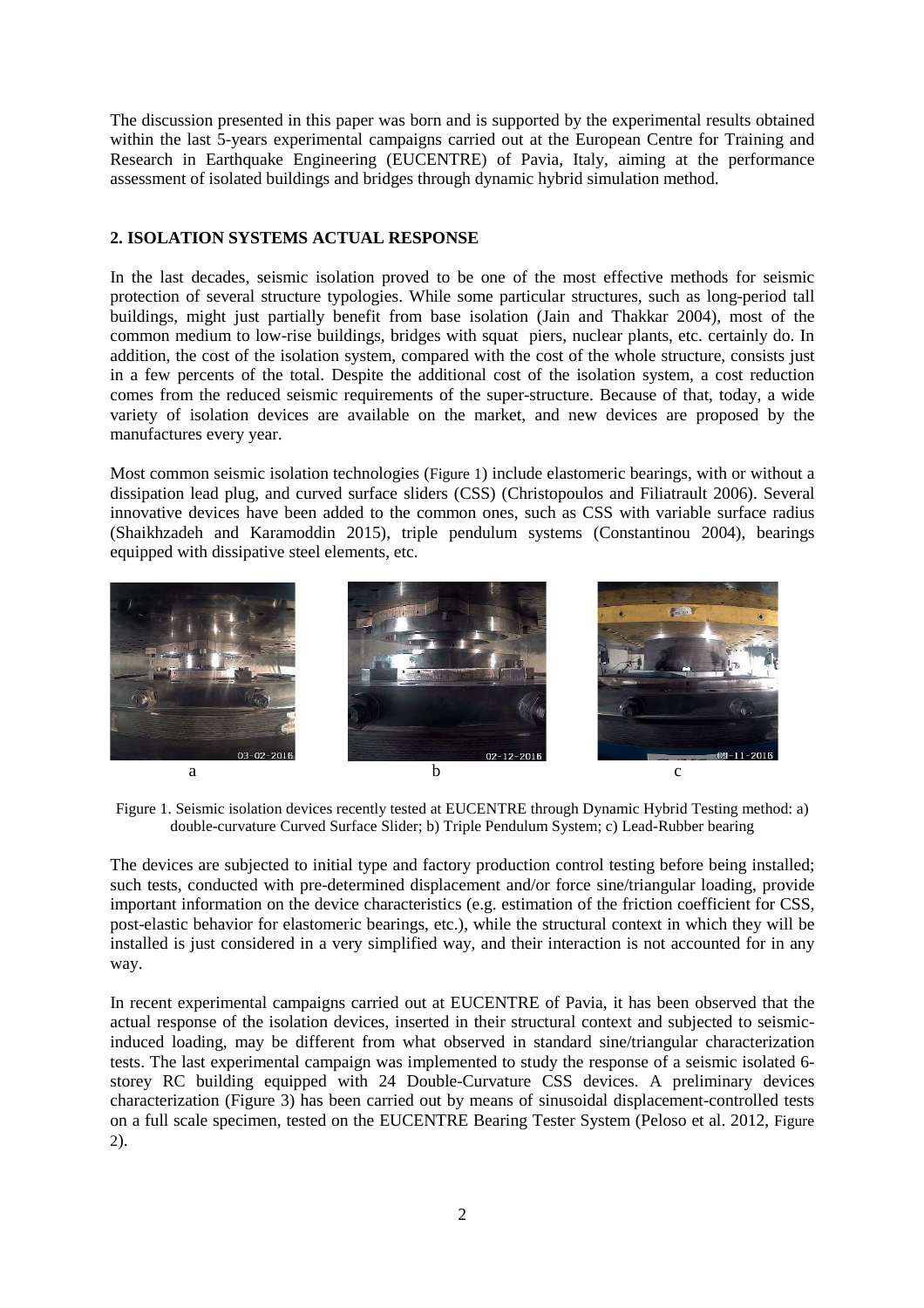The discussion presented in this paper was born and is supported by the experimental results obtained within the last 5-years experimental campaigns carried out at the European Centre for Training and Research in Earthquake Engineering (EUCENTRE) of Pavia, Italy, aiming at the performance assessment of isolated buildings and bridges through dynamic hybrid simulation method.

## 2. ISOLATION SYSTEMS ACTUAL RESPONSE

In the last decades, seismic isolation proved to be one of the most effective methods for seismic protection of several structure typologies. While some particular structures, such as long-period tall buildings, might just partially benefit from base isolation (Jain and Thakkar 2004), most of the common medium to low-rise buildings, bridges with squat piers, nuclear plants, etc. certainly do. In addition, the cost of the isolation system, compared with the cost of the whole structure, consists just in a few percents of the total. Despite the additional cost of the isolation system, a cost reduction comes from the reduced seismic requirements of the super-structure. Because of that, today, a wide variety of isolation devices are available on the market, and new devices are proposed by the manufactures every year.

Most common seismic isolation technologies (Figure 1) include elastomeric bearings, with or without a dissipation lead plug, and curved surface sliders (CSS) (Christopoulos and Filiatrault 2006). Several innovative devices have been added to the common ones, such as CSS with variable surface radius (Shaikhzadeh and Karamoddin 2015), triple pendulum systems (Constantinou 2004), bearings equipped with dissipative steel elements, etc.

Figure 1. Seismic isolation devices recently tested at EUCENTRE through Dynamic Hybrid Testing method: a) double-curvature Curved Surface Slider; b) Triple Pendulum System; c) Lead-Rubber bearing

The devices are subjected to initial type and factory production control testing before being installed; such tests, conducted with pre-determined displacement and/or force sine/triangular loading, provide important information on the device characteristics (e.g. estimation of the friction coefficient for CSS, post-elastic behavior for elastomeric bearings, etc.), while the structural context in which they will be installed is just considered in a very simplified way, and their interaction is not accounted for in any way.

In recent experimental campaigns carried out at EUCENTRE of Pavia, it has been observed that the actual response of the isolation devices, inserted in their structural context and subjected to seismic-induced loading, may be different from what observed in standard sine/triangular characterization tests. The last experimental campaign was implemented to study the response of a seismic isolated 6-storey RC building equipped with 24 Double-Curvature CSS devices. A preliminary devices characterization (Figure 3) has been carried out by means of sinusoidal displacement-controlled tests on a full scale specimen, tested on the EUCENTRE Bearing Tester System (Peloso et al. 2012, Figure 2).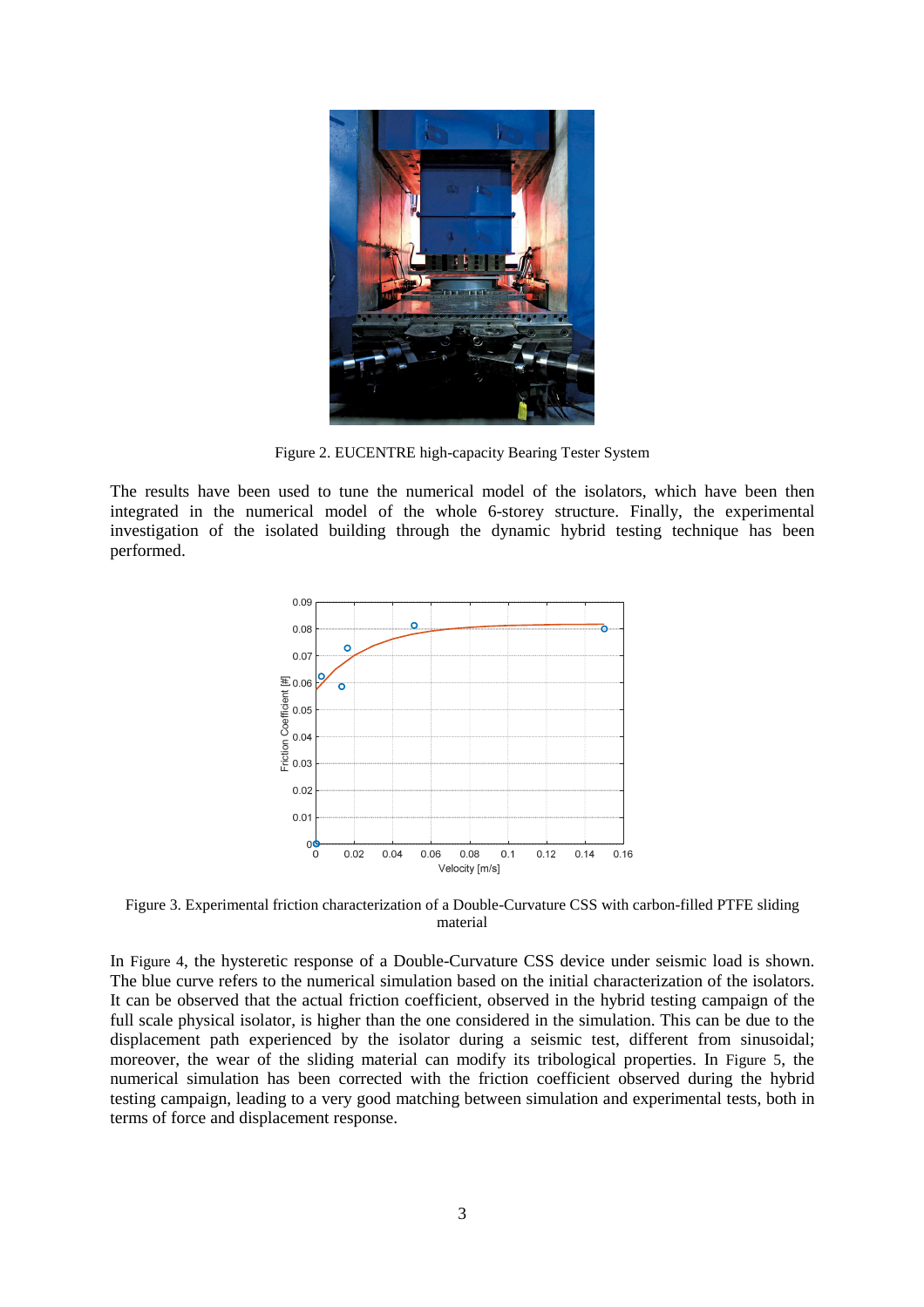Figure 2. EUCENTRE high-capacity Bearing Tester System

The results have been used to tune the numerical model of the isolators, which have been then integrated in the numerical model of the whole 6-storey structure. Finally, the experimental investigation of the isolated building through the dynamic hybrid testing technique has been performed.

Figure 3. Experimental friction characterization of a Double-Curvature CSS with carbon-filled PTFE sliding material

In Figure 4, the hysteretic response of a Double-Curvature CSS device under seismic load is shown. The blue curve refers to the numerical simulation based on the initial characterization of the isolators. It can be observed that the actual friction coefficient, observed in the hybrid testing campaign of the full scale physical isolator, is higher than the one considered in the simulation. This can be due to the displacement path experienced by the isolator during a seismic test, different from sinusoidal; moreover, the wear of the sliding material can modify its tribological properties. In Figure 5, the numerical simulation has been corrected with the friction coefficient observed during the hybrid testing campaign, leading to a very good matching between simulation and experimental tests, both in terms of force and displacement response.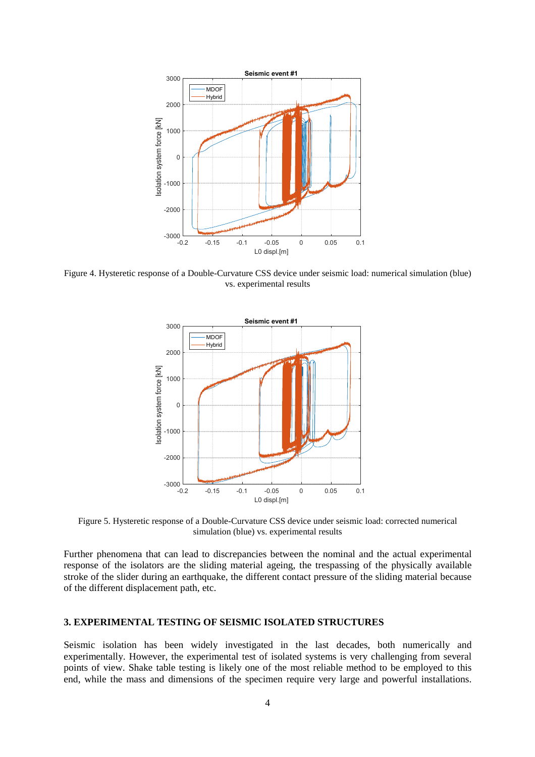Figure 4. Hysteretic response of a Double-Curvature CSS device under seismic load: numerical simulation (blue) vs. experimental results

Figure 5. Hysteretic response of a Double-Curvature CSS device under seismic load: corrected numerical simulation (blue) vs. experimental results

Further phenomena that can lead to discrepancies between the nominal and the actual experimental response of the isolators are the sliding material ageing, the trespassing of the physically available stroke of the slider during an earthquake, the different contact pressure of the sliding material because of the different displacement path, etc.

## 3. EXPERIMENTAL TESTING OF SEISMIC ISOLATED STRUCTURES

Seismic isolation has been widely investigated in the last decades, both numerically and experimentally. However, the experimental test of isolated systems is very challenging from several points of view. Shake table testing is likely one of the most reliable method to be employed to this end, while the mass and dimensions of the specimen require very large and powerful installations.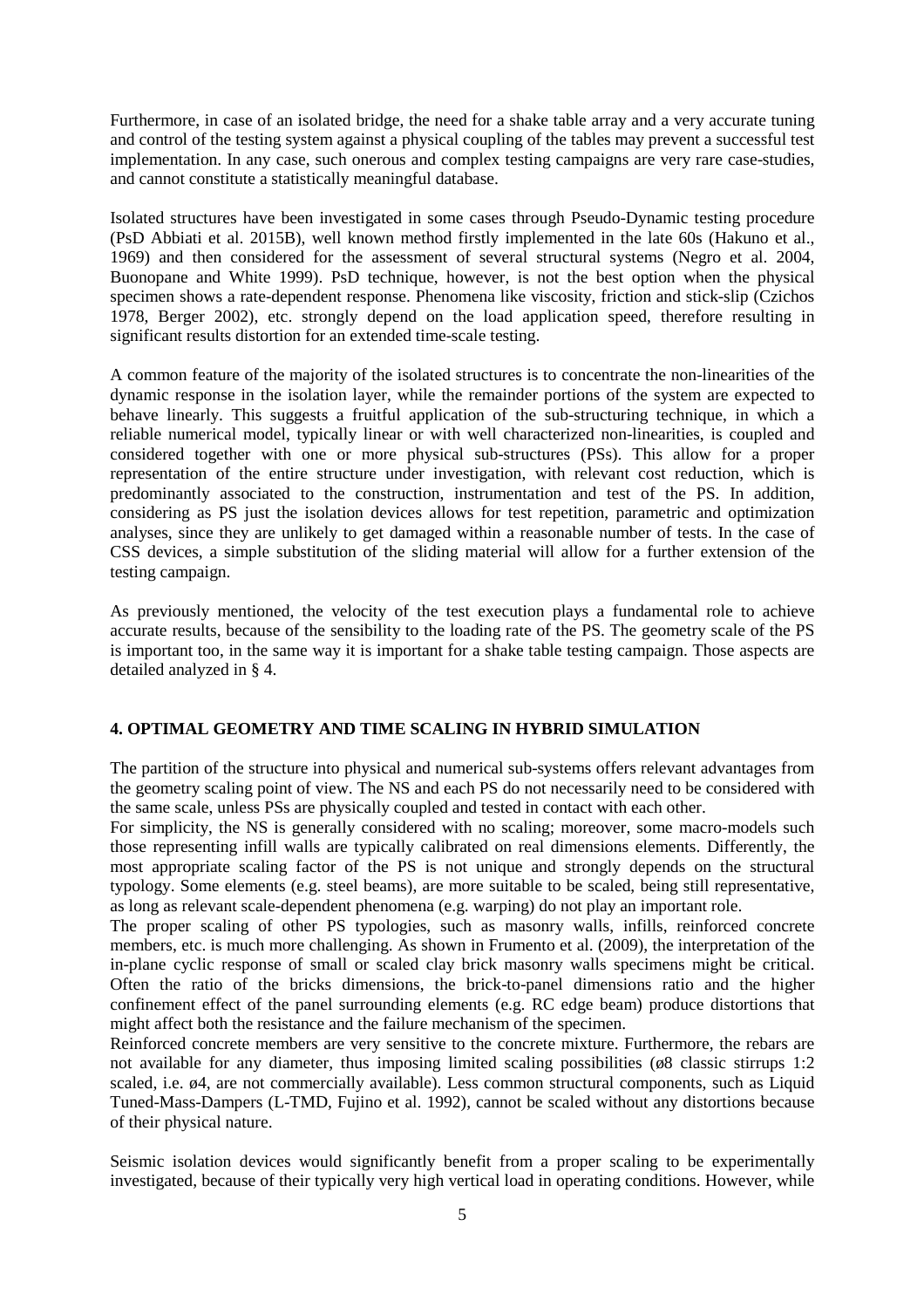Furthermore, in case of an isolated bridge, the need for a shake table array and a very accurate tuning and control of the testing system against a physical coupling of the tables may prevent a successful test implementation. In any case, such onerous and complex testing campaigns are very rare case-studies, and cannot constitute a statistically meaningful database.

Isolated structures have been investigated in some cases through Pseudo-Dynamic testing procedure (PsD Abbiati et al. 2015B), well known method firstly implemented in the late 60s (Hakuno et al., 1969) and then considered for the assessment of several structural systems (Negro et al. 2004, Buonopane and White 1999). PsD technique, however, is not the best option when the physical specimen shows a rate-dependent response. Phenomena like viscosity, friction and stick-slip (Czichos 1978, Berger 2002), etc. strongly depend on the load application speed, therefore resulting in significant results distortion for an extended time-scale testing.

A common feature of the majority of the isolated structures is to concentrate the non-linearities of the dynamic response in the isolation layer, while the remainder portions of the system are expected to behave linearly. This suggests a fruitful application of the sub-structuring technique, in which a reliable numerical model, typically linear or with well characterized non-linearities, is coupled and considered together with one or more physical sub-structures (PSs). This allow for a proper representation of the entire structure under investigation, with relevant cost reduction, which is predominantly associated to the construction, instrumentation and test of the PS. In addition, considering as PS just the isolation devices allows for test repetition, parametric and optimization analyses, since they are unlikely to get damaged within a reasonable number of tests. In the case of CSS devices, a simple substitution of the sliding material will allow for a further extension of the testing campaign.

As previously mentioned, the velocity of the test execution plays a fundamental role to achieve accurate results, because of the sensibility to the loading rate of the PS. The geometry scale of the PS is important too, in the same way it is important for a shake table testing campaign. Those aspects are detailed analyzed in § 4.

## 4. OPTIMAL GEOMETRY AND TIME SCALING IN HYBRID SIMULATION

The partition of the structure into physical and numerical sub-systems offers relevant advantages from the geometry scaling point of view. The NS and each PS do not necessarily need to be considered with the same scale, unless PSs are physically coupled and tested in contact with each other.

For simplicity, the NS is generally considered with no scaling; moreover, some macro-models such those representing infill walls are typically calibrated on real dimensions elements. Differently, the most appropriate scaling factor of the PS is not unique and strongly depends on the structural typology. Some elements (e.g. steel beams), are more suitable to be scaled, being still representative, as long as relevant scale-dependent phenomena (e.g. warping) do not play an important role.

The proper scaling of other PS typologies, such as masonry walls, infills, reinforced concrete members, etc. is much more challenging. As shown in Frumento et al. (2009), the interpretation of the in-plane cyclic response of small or scaled clay brick masonry walls specimens might be critical. Often the ratio of the bricks dimensions, the brick-to-panel dimensions ratio and the higher confinement effect of the panel surrounding elements (e.g. RC edge beam) produce distortions that might affect both the resistance and the failure mechanism of the specimen.

Reinforced concrete members are very sensitive to the concrete mixture. Furthermore, the rebars are not available for any diameter, thus imposing limited scaling possibilities (ø8 classic stirrups 1:2 scaled, i.e. ø4, are not commercially available). Less common structural components, such as Liquid Tuned-Mass-Dampers (L-TMD, Fujino et al. 1992), cannot be scaled without any distortions because of their physical nature.

Seismic isolation devices would significantly benefit from a proper scaling to be experimentally investigated, because of their typically very high vertical load in operating conditions. However, while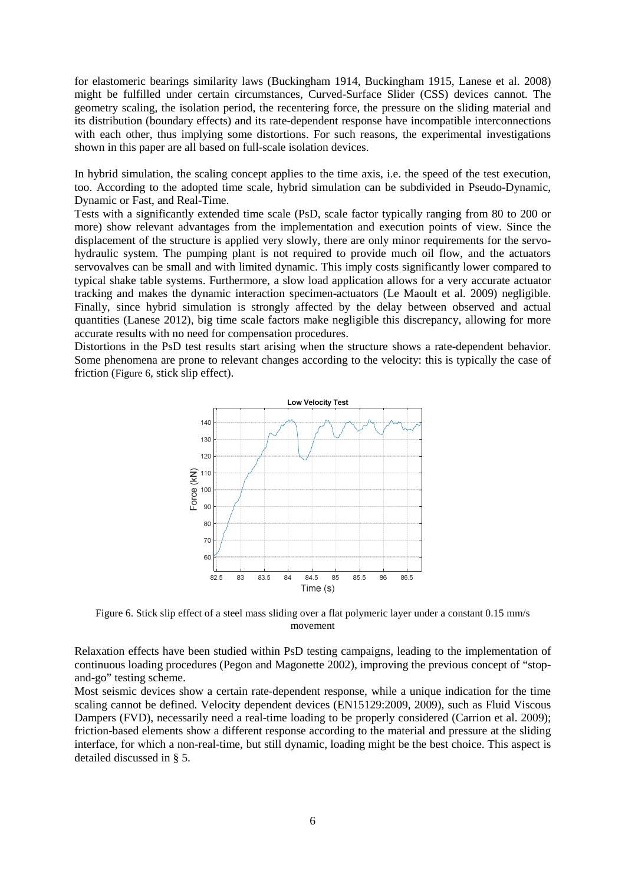for elastomeric bearings similarity laws (Buckingham 1914, Buckingham 1915, Lanese et al. 2008) might be fulfilled under certain circumstances, Curved-Surface Slider (CSS) devices cannot. The geometry scaling, the isolation period, the recentering force, the pressure on the sliding material and its distribution (boundary effects) and its rate-dependent response have incompatible interconnections with each other, thus implying some distortions. For such reasons, the experimental investigations shown in this paper are all based on full-scale isolation devices.

In hybrid simulation, the scaling concept applies to the time axis, i.e. the speed of the test execution, too. According to the adopted time scale, hybrid simulation can be subdivided in Pseudo-Dynamic, Dynamic or Fast, and Real-Time.

Tests with a significantly extended time scale (PsD, scale factor typically ranging from 80 to 200 or more) show relevant advantages from the implementation and execution points of view. Since the displacement of the structure is applied very slowly, there are only minor requirements for the servo-hydraulic system. The pumping plant is not required to provide much oil flow, and the actuators servovalves can be small and with limited dynamic. This imply costs significantly lower compared to typical shake table systems. Furthermore, a slow load application allows for a very accurate actuator tracking and makes the dynamic interaction specimen-actuators (Le Maoult et al. 2009) negligible. Finally, since hybrid simulation is strongly affected by the delay between observed and actual quantities (Lanese 2012), big time scale factors make negligible this discrepancy, allowing for more accurate results with no need for compensation procedures.

Distortions in the PsD test results start arising when the structure shows a rate-dependent behavior. Some phenomena are prone to relevant changes according to the velocity: this is typically the case of friction (Figure 6, stick slip effect).

Figure 6. Stick slip effect of a steel mass sliding over a flat polymeric layer under a constant 0.15 mm/s movement

Relaxation effects have been studied within PsD testing campaigns, leading to the implementation of continuous loading procedures (Pegon and Magonette 2002), improving the previous concept of "stop-and-go" testing scheme.

Most seismic devices show a certain rate-dependent response, while a unique indication for the time scaling cannot be defined. Velocity dependent devices (EN15129:2009, 2009), such as Fluid Viscous Dampers (FVD), necessarily need a real-time loading to be properly considered (Carrion et al. 2009); friction-based elements show a different response according to the material and pressure at the sliding interface, for which a non-real-time, but still dynamic, loading might be the best choice. This aspect is detailed discussed in § 5.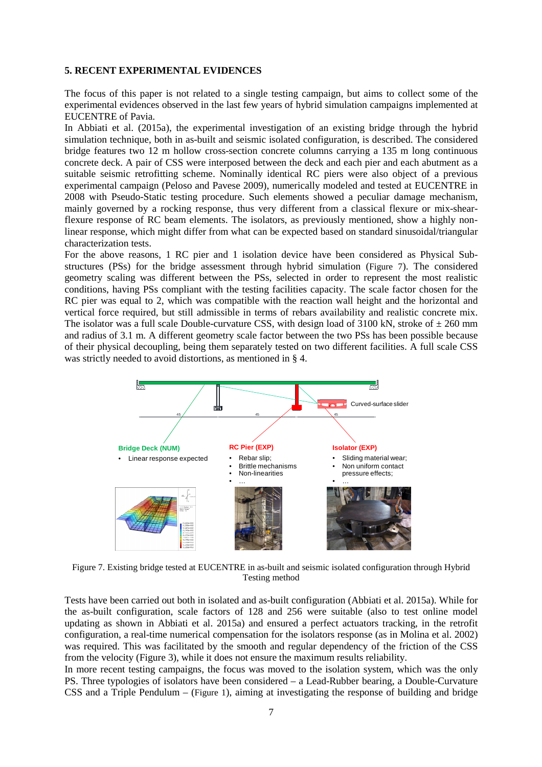## 5. RECENT EXPERIMENTAL EVIDENCES

The focus of this paper is not related to a single testing campaign, but aims to collect some of the experimental evidences observed in the last few years of hybrid simulation campaigns implemented at EUCENTRE of Pavia.

In Abbiati et al. (2015a), the experimental investigation of an existing bridge through the hybrid simulation technique, both in as-built and seismic isolated configuration, is described. The considered bridge features two 12 m hollow cross-section concrete columns carrying a 135 m long continuous concrete deck. A pair of CSS were interposed between the deck and each pier and each abutment as a suitable seismic retrofitting scheme. Nominally identical RC piers were also object of a previous experimental campaign (Peloso and Pavese 2009), numerically modeled and tested at EUCENTRE in 2008 with Pseudo-Static testing procedure. Such elements showed a peculiar damage mechanism, mainly governed by a rocking response, thus very different from a classical flexure or mix-shear-flexure response of RC beam elements. The isolators, as previously mentioned, show a highly non-linear response, which might differ from what can be expected based on standard sinusoidal/triangular characterization tests.

For the above reasons, 1 RC pier and 1 isolation device have been considered as Physical Sub-structures (PSs) for the bridge assessment through hybrid simulation (Figure 7). The considered geometry scaling was different between the PSs, selected in order to represent the most realistic conditions, having PSs compliant with the testing facilities capacity. The scale factor chosen for the RC pier was equal to 2, which was compatible with the reaction wall height and the horizontal and vertical force required, but still admissible in terms of rebars availability and realistic concrete mix. The isolator was a full scale Double-curvature CSS, with design load of 3100 kN, stroke of ± 260 mm and radius of 3.1 m. A different geometry scale factor between the two PSs has been possible because of their physical decoupling, being them separately tested on two different facilities. A full scale CSS was strictly needed to avoid distortions, as mentioned in § 4.

Figure 7. Existing bridge tested at EUCENTRE in as-built and seismic isolated configuration through Hybrid Testing method

Tests have been carried out both in isolated and as-built configuration (Abbiati et al. 2015a). While for the as-built configuration, scale factors of 128 and 256 were suitable (also to test online model updating as shown in Abbiati et al. 2015a) and ensured a perfect actuators tracking, in the retrofit configuration, a real-time numerical compensation for the isolators response (as in Molina et al. 2002) was required. This was facilitated by the smooth and regular dependency of the friction of the CSS from the velocity (Figure 3), while it does not ensure the maximum results reliability.

In more recent testing campaigns, the focus was moved to the isolation system, which was the only PS. Three typologies of isolators have been considered – a Lead-Rubber bearing, a Double-Curvature CSS and a Triple Pendulum – (Figure 1), aiming at investigating the response of building and bridge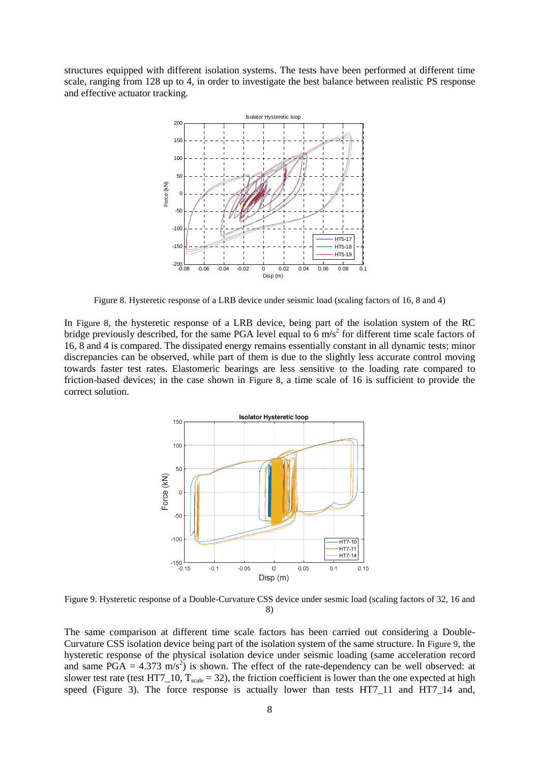structures equipped with different isolation systems. The tests have been performed at different time scale, ranging from 128 up to 4, in order to investigate the best balance between realistic PS response and effective actuator tracking.

Figure 8. Hysteretic response of a LRB device under seismic load (scaling factors of 16, 8 and 4)

In Figure 8, the hysteretic response of a LRB device, being part of the isolation system of the RC bridge previously described, for the same PGA level equal to 6 $m/s^2$ for different time scale factors of 16, 8 and 4 is compared. The dissipated energy remains essentially constant in all dynamic tests; minor discrepancies can be observed, while part of them is due to the slightly less accurate control moving towards faster test rates. Elastomeric bearings are less sensitive to the loading rate compared to friction-based devices; in the case shown in Figure 8, a time scale of 16 is sufficient to provide the correct solution.

Figure 9. Hysteretic response of a Double-Curvature CSS device under sesmic load (scaling factors of 32, 16 and 8)

The same comparison at different time scale factors has been carried out considering a Double-Curvature CSS isolation device being part of the isolation system of the same structure. In Figure 9, the hysteretic response of the physical isolation device under seismic loading (same acceleration record and same PGA = 4.373 $m/s^2$) is shown. The effect of the rate-dependency can be well observed: at slower test rate (test HT7_10, $T_{scale}$ = 32), the friction coefficient is lower than the one expected at high speed (Figure 3). The force response is actually lower than tests HT7_11 and HT7_14 and,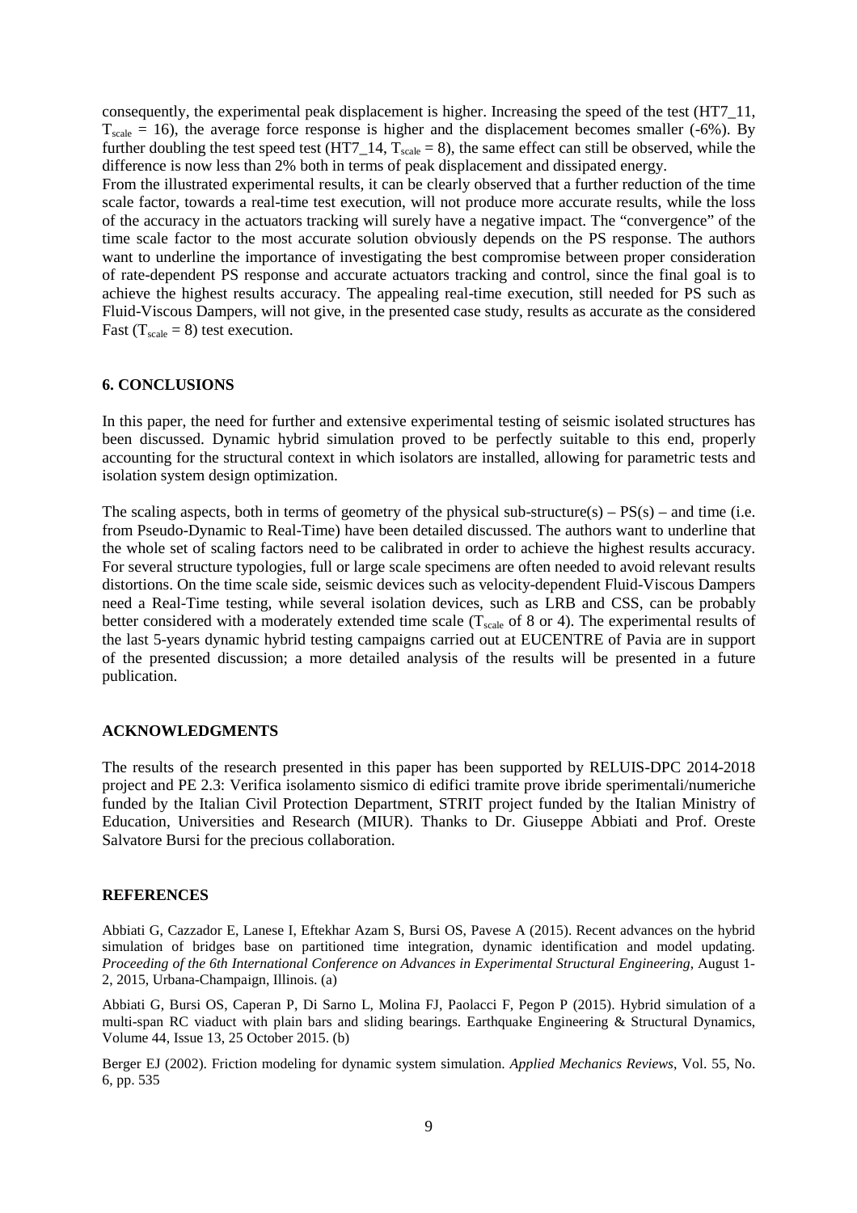consequently, the experimental peak displacement is higher. Increasing the speed of the test (HT7_11, $T_{scale}$ = 16), the average force response is higher and the displacement becomes smaller (-6%). By further doubling the test speed test (HT7_14, $T_{scale}$ = 8), the same effect can still be observed, while the difference is now less than 2% both in terms of peak displacement and dissipated energy.
From the illustrated experimental results, it can be clearly observed that a further reduction of the time scale factor, towards a real-time test execution, will not produce more accurate results, while the loss of the accuracy in the actuators tracking will surely have a negative impact. The "convergence" of the time scale factor to the most accurate solution obviously depends on the PS response. The authors want to underline the importance of investigating the best compromise between proper consideration of rate-dependent PS response and accurate actuators tracking and control, since the final goal is to achieve the highest results accuracy. The appealing real-time execution, still needed for PS such as Fluid-Viscous Dampers, will not give, in the presented case study, results as accurate as the considered Fast ($T_{scale}$ = 8) test execution.

## 6. CONCLUSIONS

In this paper, the need for further and extensive experimental testing of seismic isolated structures has been discussed. Dynamic hybrid simulation proved to be perfectly suitable to this end, properly accounting for the structural context in which isolators are installed, allowing for parametric tests and isolation system design optimization.

The scaling aspects, both in terms of geometry of the physical sub-structure(s) – PS(s) – and time (i.e. from Pseudo-Dynamic to Real-Time) have been detailed discussed. The authors want to underline that the whole set of scaling factors need to be calibrated in order to achieve the highest results accuracy. For several structure typologies, full or large scale specimens are often needed to avoid relevant results distortions. On the time scale side, seismic devices such as velocity-dependent Fluid-Viscous Dampers need a Real-Time testing, while several isolation devices, such as LRB and CSS, can be probably better considered with a moderately extended time scale ($T_{scale}$ of 8 or 4). The experimental results of the last 5-years dynamic hybrid testing campaigns carried out at EUCENTRE of Pavia are in support of the presented discussion; a more detailed analysis of the results will be presented in a future publication.

## ACKNOWLEDGMENTS

The results of the research presented in this paper has been supported by RELUIS-DPC 2014-2018 project and PE 2.3: Verifica isolamento sismico di edifici tramite prove ibride sperimentali/numeriche funded by the Italian Civil Protection Department, STRIT project funded by the Italian Ministry of Education, Universities and Research (MIUR). Thanks to Dr. Giuseppe Abbiati and Prof. Oreste Salvatore Bursi for the precious collaboration.

## REFERENCES

Abbiati G, Cazzador E, Lanese I, Eftekhar Azam S, Bursi OS, Pavese A (2015). Recent advances on the hybrid simulation of bridges base on partitioned time integration, dynamic identification and model updating. *Proceeding of the 6th International Conference on Advances in Experimental Structural Engineering*, August 1-2, 2015, Urbana-Champaign, Illinois. (a)

Abbiati G, Bursi OS, Caperan P, Di Sarno L, Molina FJ, Paolacci F, Pegon P (2015). Hybrid simulation of a multi-span RC viaduct with plain bars and sliding bearings. Earthquake Engineering & Structural Dynamics, Volume 44, Issue 13, 25 October 2015. (b)

Berger EJ (2002). Friction modeling for dynamic system simulation. *Applied Mechanics Reviews*, Vol. 55, No. 6, pp. 535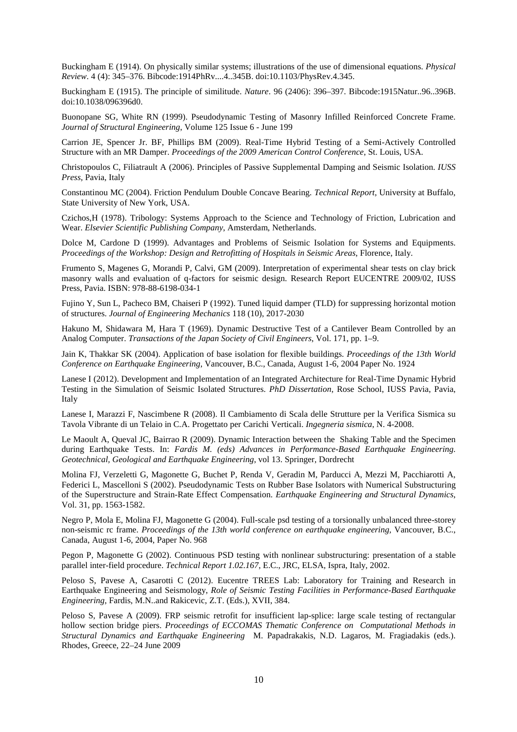Buckingham E (1914). On physically similar systems; illustrations of the use of dimensional equations. *Physical Review*. 4 (4): 345–376. Bibcode:1914PhRv....4..345B. doi:10.1103/PhysRev.4.345.

Buckingham E (1915). The principle of similitude. *Nature*. 96 (2406): 396–397. Bibcode:1915Natur..96..396B. doi:10.1038/096396d0.

Buonopane SG, White RN (1999). Pseudodynamic Testing of Masonry Infilled Reinforced Concrete Frame. *Journal of Structural Engineering*, Volume 125 Issue 6 - June 199

Carrion JE, Spencer Jr. BF, Phillips BM (2009). Real-Time Hybrid Testing of a Semi-Actively Controlled Structure with an MR Damper. *Proceedings of the 2009 American Control Conference*, St. Louis, USA.

Christopoulos C, Filiatrault A (2006). Principles of Passive Supplemental Damping and Seismic Isolation. *IUSS Press*, Pavia, Italy

Constantinou MC (2004). Friction Pendulum Double Concave Bearing. *Technical Report*, University at Buffalo, State University of New York, USA.

Czichos,H (1978). Tribology: Systems Approach to the Science and Technology of Friction, Lubrication and Wear. *Elsevier Scientific Publishing Company*, Amsterdam, Netherlands.

Dolce M, Cardone D (1999). Advantages and Problems of Seismic Isolation for Systems and Equipments. *Proceedings of the Workshop: Design and Retrofitting of Hospitals in Seismic Areas*, Florence, Italy.

Frumento S, Magenes G, Morandi P, Calvi, GM (2009). Interpretation of experimental shear tests on clay brick masonry walls and evaluation of q-factors for seismic design. Research Report EUCENTRE 2009/02, IUSS Press, Pavia. ISBN: 978-88-6198-034-1

Fujino Y, Sun L, Pacheco BM, Chaiseri P (1992). Tuned liquid damper (TLD) for suppressing horizontal motion of structures. *Journal of Engineering Mechanics* 118 (10), 2017-2030

Hakuno M, Shidawara M, Hara T (1969). Dynamic Destructive Test of a Cantilever Beam Controlled by an Analog Computer. *Transactions of the Japan Society of Civil Engineers*, Vol. 171, pp. 1–9.

Jain K, Thakkar SK (2004). Application of base isolation for flexible buildings. *Proceedings of the 13th World Conference on Earthquake Engineering*, Vancouver, B.C., Canada, August 1-6, 2004 Paper No. 1924

Lanese I (2012). Development and Implementation of an Integrated Architecture for Real-Time Dynamic Hybrid Testing in the Simulation of Seismic Isolated Structures. *PhD Dissertation*, Rose School, IUSS Pavia, Pavia, Italy

Lanese I, Marazzi F, Nascimbene R (2008). Il Cambiamento di Scala delle Strutture per la Verifica Sismica su Tavola Vibrante di un Telaio in C.A. Progettato per Carichi Verticali. *Ingegneria sismica*, N. 4-2008.

Le Maoult A, Queval JC, Bairrao R (2009). Dynamic Interaction between the Shaking Table and the Specimen during Earthquake Tests. In: *Fardis M. (eds) Advances in Performance-Based Earthquake Engineering. Geotechnical, Geological and Earthquake Engineering*, vol 13. Springer, Dordrecht

Molina FJ, Verzeletti G, Magonette G, Buchet P, Renda V, Geradin M, Parducci A, Mezzi M, Pacchiarotti A, Federici L, Mascelloni S (2002). Pseudodynamic Tests on Rubber Base Isolators with Numerical Substructuring of the Superstructure and Strain-Rate Effect Compensation. *Earthquake Engineering and Structural Dynamics*, Vol. 31, pp. 1563-1582.

Negro P, Mola E, Molina FJ, Magonette G (2004). Full-scale psd testing of a torsionally unbalanced three-storey non-seismic rc frame. *Proceedings of the 13th world conference on earthquake engineering*, Vancouver, B.C., Canada, August 1-6, 2004, Paper No. 968

Pegon P, Magonette G (2002). Continuous PSD testing with nonlinear substructuring: presentation of a stable parallel inter-field procedure. *Technical Report 1.02.167*, E.C., JRC, ELSA, Ispra, Italy, 2002.

Peloso S, Pavese A, Casarotti C (2012). Eucentre TREES Lab: Laboratory for Training and Research in Earthquake Engineering and Seismology, *Role of Seismic Testing Facilities in Performance-Based Earthquake Engineering*, Fardis, M.N..and Rakicevic, Z.T. (Eds.), XVII, 384.

Peloso S, Pavese A (2009). FRP seismic retrofit for insufficient lap-splice: large scale testing of rectangular hollow section bridge piers. *Proceedings of ECCOMAS Thematic Conference on Computational Methods in Structural Dynamics and Earthquake Engineering* M. Papadrakakis, N.D. Lagaros, M. Fragiadakis (eds.). Rhodes, Greece, 22–24 June 2009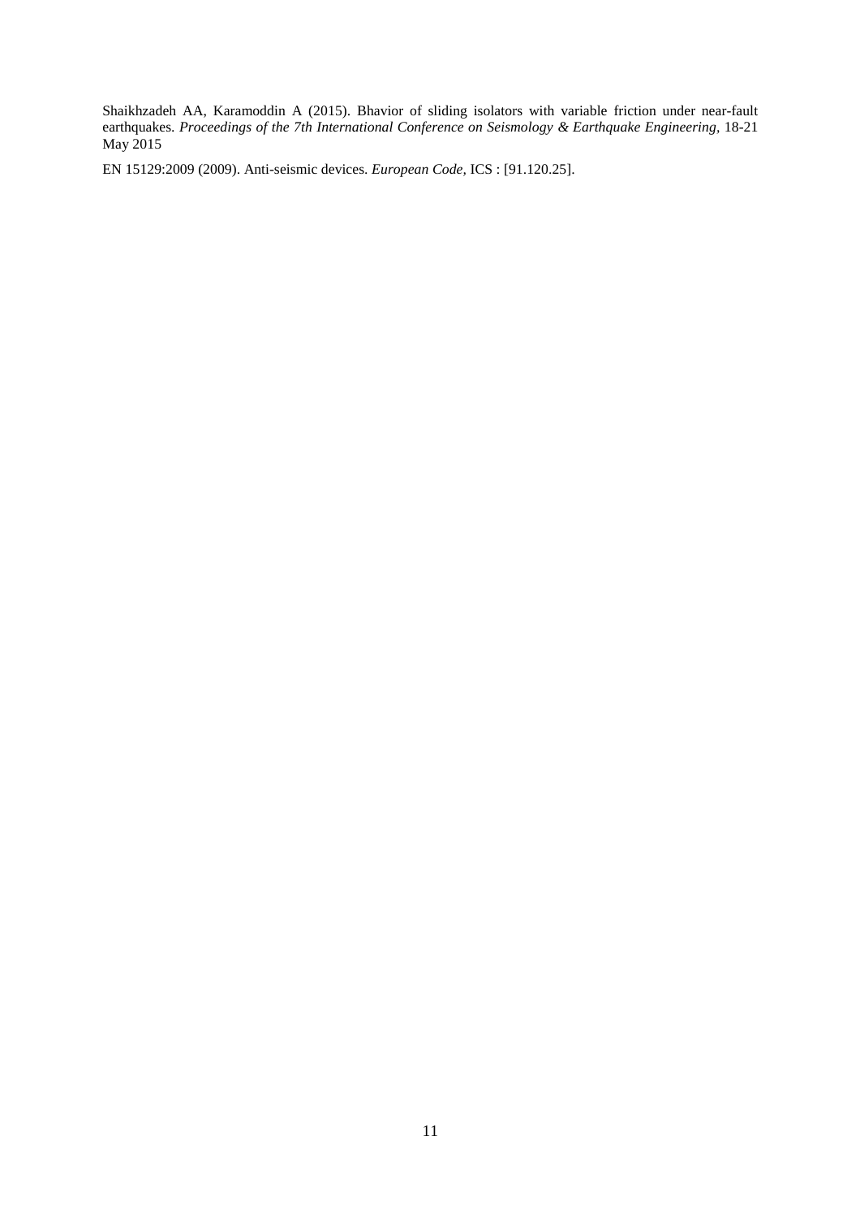Shaikhzadeh AA, Karamoddin A (2015). Bhavior of sliding isolators with variable friction under near-fault earthquakes. *Proceedings of the 7th International Conference on Seismology & Earthquake Engineering*, 18-21 May 2015

EN 15129:2009 (2009). Anti-seismic devices. *European Code*, ICS : [91.120.25].